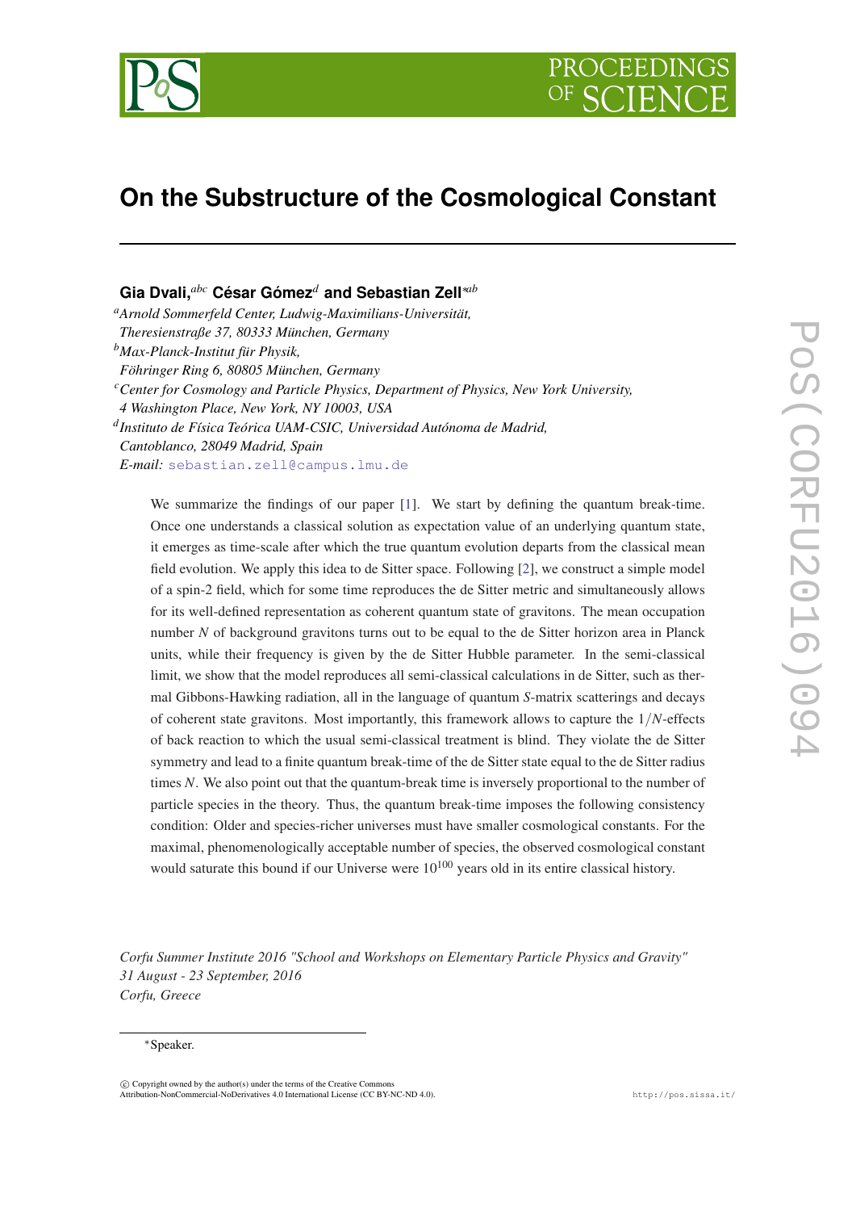# On the Substructure of the Cosmological Constant

**Gia Dvali,**[abc] **César Gómez**[d] **and Sebastian Zell**[*ab]

[a]*Arnold Sommerfeld Center, Ludwig-Maximilians-Universität, Theresienstraße 37, 80333 München, Germany*
[b]*Max-Planck-Institut für Physik, Föhringer Ring 6, 80805 München, Germany*
[c]*Center for Cosmology and Particle Physics, Department of Physics, New York University, 4 Washington Place, New York, NY 10003, USA*
[d]*Instituto de Física Teórica UAM-CSIC, Universidad Autónoma de Madrid, Cantoblanco, 28049 Madrid, Spain*
*E-mail:* sebastian.zell@campus.lmu.de

We summarize the findings of our paper [1]. We start by defining the quantum break-time. Once one understands a classical solution as expectation value of an underlying quantum state, it emerges as time-scale after which the true quantum evolution departs from the classical mean field evolution. We apply this idea to de Sitter space. Following [2], we construct a simple model of a spin-2 field, which for some time reproduces the de Sitter metric and simultaneously allows for its well-defined representation as coherent quantum state of gravitons. The mean occupation number $N$ of background gravitons turns out to be equal to the de Sitter horizon area in Planck units, while their frequency is given by the de Sitter Hubble parameter. In the semi-classical limit, we show that the model reproduces all semi-classical calculations in de Sitter, such as thermal Gibbons-Hawking radiation, all in the language of quantum $S$-matrix scatterings and decays of coherent state gravitons. Most importantly, this framework allows to capture the $1/N$-effects of back reaction to which the usual semi-classical treatment is blind. They violate the de Sitter symmetry and lead to a finite quantum break-time of the de Sitter state equal to the de Sitter radius times $N$. We also point out that the quantum-break time is inversely proportional to the number of particle species in the theory. Thus, the quantum break-time imposes the following consistency condition: Older and species-richer universes must have smaller cosmological constants. For the maximal, phenomenologically acceptable number of species, the observed cosmological constant would saturate this bound if our Universe were $10^{100}$ years old in its entire classical history.

*Corfu Summer Institute 2016 "School and Workshops on Elementary Particle Physics and Gravity"*
*31 August - 23 September, 2016*
*Corfu, Greece*

*Speaker.

© Copyright owned by the author(s) under the terms of the Creative Commons Attribution-NonCommercial-NoDerivatives 4.0 International License (CC BY-NC-ND 4.0).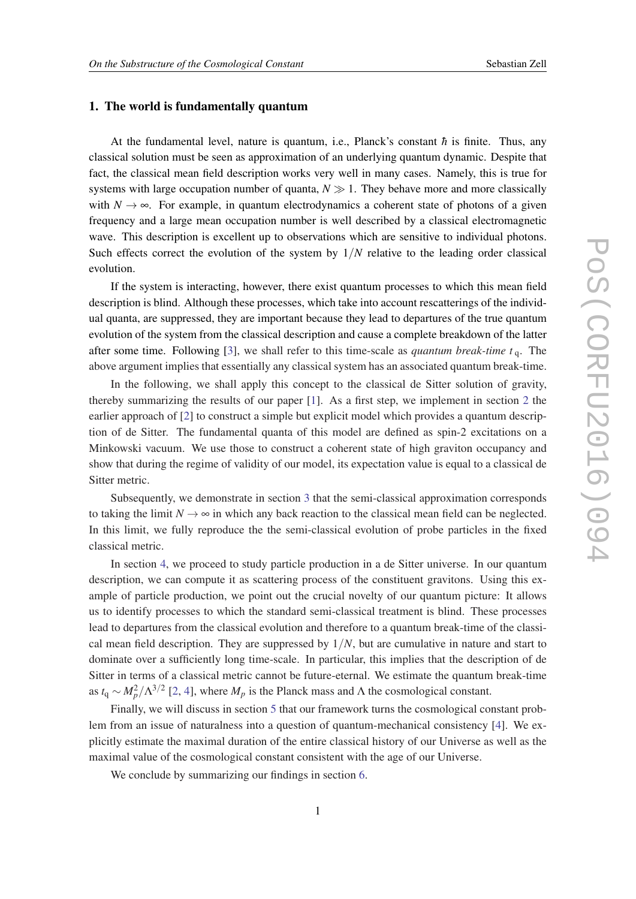## 1. The world is fundamentally quantum

At the fundamental level, nature is quantum, i.e., Planck's constant $\hbar$ is finite. Thus, any classical solution must be seen as approximation of an underlying quantum dynamic. Despite that fact, the classical mean field description works very well in many cases. Namely, this is true for systems with large occupation number of quanta, $N \gg 1$. They behave more and more classically with $N \to \infty$. For example, in quantum electrodynamics a coherent state of photons of a given frequency and a large mean occupation number is well described by a classical electromagnetic wave. This description is excellent up to observations which are sensitive to individual photons. Such effects correct the evolution of the system by $1/N$ relative to the leading order classical evolution.

If the system is interacting, however, there exist quantum processes to which this mean field description is blind. Although these processes, which take into account rescatterings of the individual quanta, are suppressed, they are important because they lead to departures of the true quantum evolution of the system from the classical description and cause a complete breakdown of the latter after some time. Following [3], we shall refer to this time-scale as *quantum break-time* $t_q$. The above argument implies that essentially any classical system has an associated quantum break-time.

In the following, we shall apply this concept to the classical de Sitter solution of gravity, thereby summarizing the results of our paper [1]. As a first step, we implement in section 2 the earlier approach of [2] to construct a simple but explicit model which provides a quantum description of de Sitter. The fundamental quanta of this model are defined as spin-2 excitations on a Minkowski vacuum. We use those to construct a coherent state of high graviton occupancy and show that during the regime of validity of our model, its expectation value is equal to a classical de Sitter metric.

Subsequently, we demonstrate in section 3 that the semi-classical approximation corresponds to taking the limit $N \to \infty$ in which any back reaction to the classical mean field can be neglected. In this limit, we fully reproduce the the semi-classical evolution of probe particles in the fixed classical metric.

In section 4, we proceed to study particle production in a de Sitter universe. In our quantum description, we can compute it as scattering process of the constituent gravitons. Using this example of particle production, we point out the crucial novelty of our quantum picture: It allows us to identify processes to which the standard semi-classical treatment is blind. These processes lead to departures from the classical evolution and therefore to a quantum break-time of the classical mean field description. They are suppressed by $1/N$, but are cumulative in nature and start to dominate over a sufficiently long time-scale. In particular, this implies that the description of de Sitter in terms of a classical metric cannot be future-eternal. We estimate the quantum break-time as $t_q \sim M_p^2/\Lambda^{3/2}$ [2, 4], where $M_p$ is the Planck mass and $\Lambda$ the cosmological constant.

Finally, we will discuss in section 5 that our framework turns the cosmological constant problem from an issue of naturalness into a question of quantum-mechanical consistency [4]. We explicitly estimate the maximal duration of the entire classical history of our Universe as well as the maximal value of the cosmological constant consistent with the age of our Universe.

We conclude by summarizing our findings in section 6.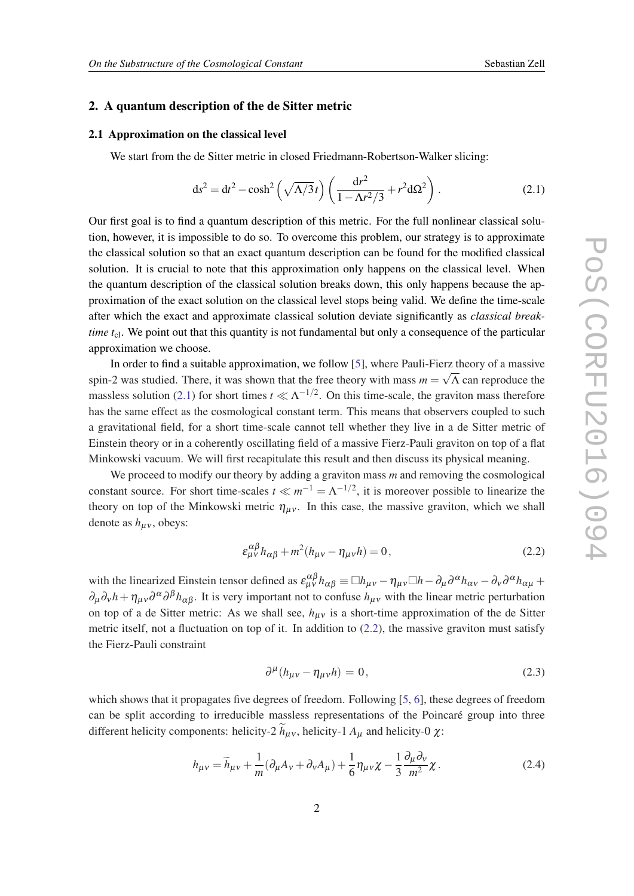## 2. A quantum description of the de Sitter metric

### 2.1 Approximation on the classical level

We start from the de Sitter metric in closed Friedmann-Robertson-Walker slicing:

$$\mathrm{d}s^2 = \mathrm{d}t^2 - \cosh^2\left(\sqrt{\Lambda/3}\,t\right)\left(\frac{\mathrm{d}r^2}{1-\Lambda r^2/3} + r^2\mathrm{d}\Omega^2\right). \tag{2.1}$$

Our first goal is to find a quantum description of this metric. For the full nonlinear classical solution, however, it is impossible to do so. To overcome this problem, our strategy is to approximate the classical solution so that an exact quantum description can be found for the modified classical solution. It is crucial to note that this approximation only happens on the classical level. When the quantum description of the classical solution breaks down, this only happens because the approximation of the exact solution on the classical level stops being valid. We define the time-scale after which the exact and approximate classical solution deviate significantly as *classical break-time* $t_{\mathrm{cl}}$. We point out that this quantity is not fundamental but only a consequence of the particular approximation we choose.

In order to find a suitable approximation, we follow [5], where Pauli-Fierz theory of a massive spin-2 was studied. There, it was shown that the free theory with mass $m = \sqrt{\Lambda}$ can reproduce the massless solution (2.1) for short times $t \ll \Lambda^{-1/2}$. On this time-scale, the graviton mass therefore has the same effect as the cosmological constant term. This means that observers coupled to such a gravitational field, for a short time-scale cannot tell whether they live in a de Sitter metric of Einstein theory or in a coherently oscillating field of a massive Fierz-Pauli graviton on top of a flat Minkowski vacuum. We will first recapitulate this result and then discuss its physical meaning.

We proceed to modify our theory by adding a graviton mass $m$ and removing the cosmological constant source. For short time-scales $t \ll m^{-1} = \Lambda^{-1/2}$, it is moreover possible to linearize the theory on top of the Minkowski metric $\eta_{\mu\nu}$. In this case, the massive graviton, which we shall denote as $h_{\mu\nu}$, obeys:

$$\varepsilon^{\alpha\beta}_{\mu\nu} h_{\alpha\beta} + m^2(h_{\mu\nu} - \eta_{\mu\nu}h) = 0\,, \tag{2.2}$$

with the linearized Einstein tensor defined as $\varepsilon^{\alpha\beta}_{\mu\nu} h_{\alpha\beta} \equiv \Box h_{\mu\nu} - \eta_{\mu\nu}\Box h - \partial_\mu\partial^\alpha h_{\alpha\nu} - \partial_\nu\partial^\alpha h_{\alpha\mu} + \partial_\mu\partial_\nu h + \eta_{\mu\nu}\partial^\alpha\partial^\beta h_{\alpha\beta}$. It is very important not to confuse $h_{\mu\nu}$ with the linear metric perturbation on top of a de Sitter metric: As we shall see, $h_{\mu\nu}$ is a short-time approximation of the de Sitter metric itself, not a fluctuation on top of it. In addition to (2.2), the massive graviton must satisfy the Fierz-Pauli constraint

$$\partial^\mu(h_{\mu\nu} - \eta_{\mu\nu}h) = 0\,, \tag{2.3}$$

which shows that it propagates five degrees of freedom. Following [5, 6], these degrees of freedom can be split according to irreducible massless representations of the Poincaré group into three different helicity components: helicity-2 $\widetilde{h}_{\mu\nu}$, helicity-1 $A_\mu$ and helicity-0 $\chi$:

$$h_{\mu\nu} = \widetilde{h}_{\mu\nu} + \frac{1}{m}(\partial_\mu A_\nu + \partial_\nu A_\mu) + \frac{1}{6}\eta_{\mu\nu}\chi - \frac{1}{3}\frac{\partial_\mu\partial_\nu}{m^2}\chi\,. \tag{2.4}$$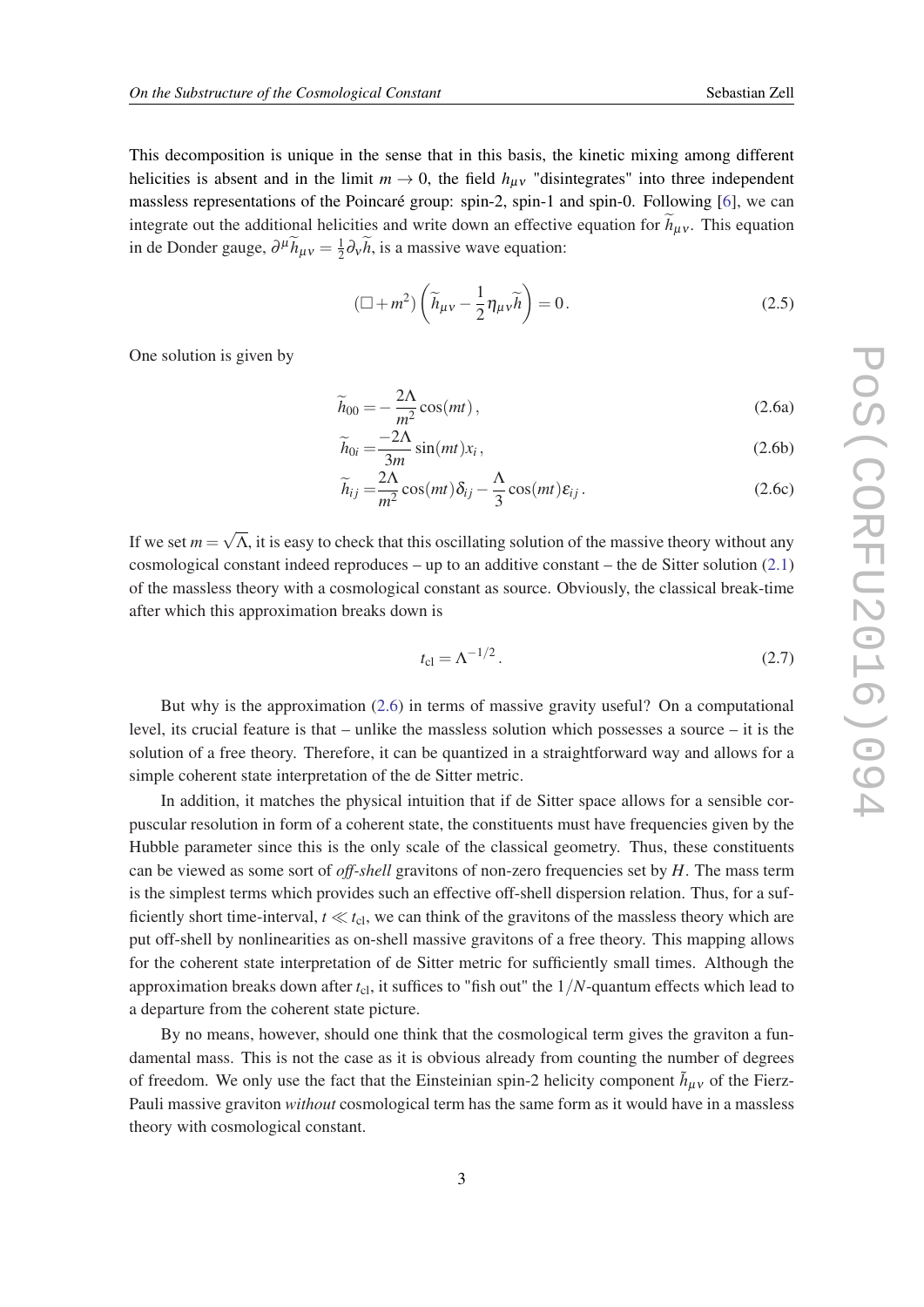This decomposition is unique in the sense that in this basis, the kinetic mixing among different helicities is absent and in the limit $m \to 0$, the field $h_{\mu\nu}$ "disintegrates" into three independent massless representations of the Poincaré group: spin-2, spin-1 and spin-0. Following [6], we can integrate out the additional helicities and write down an effective equation for $\widetilde{h}_{\mu\nu}$. This equation in de Donder gauge, $\partial^\mu \widetilde{h}_{\mu\nu} = \frac{1}{2}\partial_\nu \widetilde{h}$, is a massive wave equation:

$$(\Box + m^2)\left(\widetilde{h}_{\mu\nu} - \frac{1}{2}\eta_{\mu\nu}\widetilde{h}\right) = 0\,. \tag{2.5}$$

One solution is given by

$$\widetilde{h}_{00} = -\frac{2\Lambda}{m^2}\cos(mt)\,, \tag{2.6a}$$

$$\widetilde{h}_{0i} = \frac{-2\Lambda}{3m}\sin(mt)x_i\,, \tag{2.6b}$$

$$\widetilde{h}_{ij} = \frac{2\Lambda}{m^2}\cos(mt)\delta_{ij} - \frac{\Lambda}{3}\cos(mt)\varepsilon_{ij}\,. \tag{2.6c}$$

If we set $m = \sqrt{\Lambda}$, it is easy to check that this oscillating solution of the massive theory without any cosmological constant indeed reproduces – up to an additive constant – the de Sitter solution (2.1) of the massless theory with a cosmological constant as source. Obviously, the classical break-time after which this approximation breaks down is

$$t_{\mathrm{cl}} = \Lambda^{-1/2}\,. \tag{2.7}$$

But why is the approximation (2.6) in terms of massive gravity useful? On a computational level, its crucial feature is that – unlike the massless solution which possesses a source – it is the solution of a free theory. Therefore, it can be quantized in a straightforward way and allows for a simple coherent state interpretation of the de Sitter metric.

In addition, it matches the physical intuition that if de Sitter space allows for a sensible corpuscular resolution in form of a coherent state, the constituents must have frequencies given by the Hubble parameter since this is the only scale of the classical geometry. Thus, these constituents can be viewed as some sort of *off-shell* gravitons of non-zero frequencies set by $H$. The mass term is the simplest terms which provides such an effective off-shell dispersion relation. Thus, for a sufficiently short time-interval, $t \ll t_{\mathrm{cl}}$, we can think of the gravitons of the massless theory which are put off-shell by nonlinearities as on-shell massive gravitons of a free theory. This mapping allows for the coherent state interpretation of de Sitter metric for sufficiently small times. Although the approximation breaks down after $t_{\mathrm{cl}}$, it suffices to "fish out" the $1/N$-quantum effects which lead to a departure from the coherent state picture.

By no means, however, should one think that the cosmological term gives the graviton a fundamental mass. This is not the case as it is obvious already from counting the number of degrees of freedom. We only use the fact that the Einsteinian spin-2 helicity component $\tilde{h}_{\mu\nu}$ of the Fierz-Pauli massive graviton *without* cosmological term has the same form as it would have in a massless theory with cosmological constant.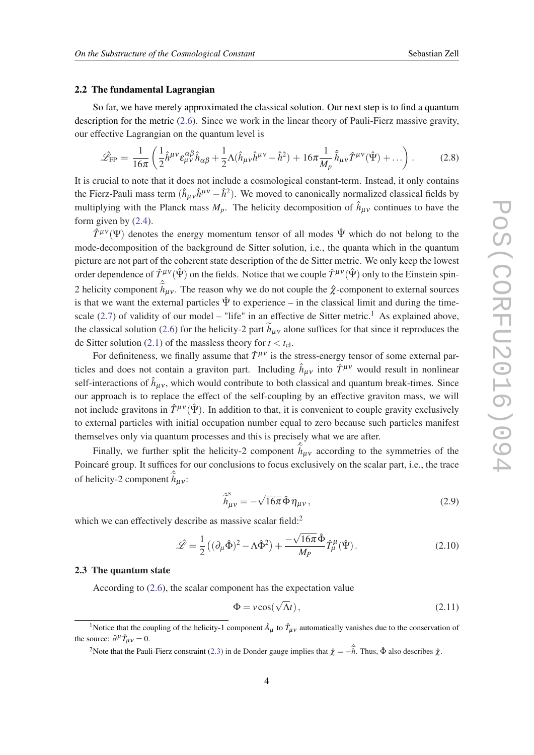### 2.2 The fundamental Lagrangian

So far, we have merely approximated the classical solution. Our next step is to find a quantum description for the metric (2.6). Since we work in the linear theory of Pauli-Fierz massive gravity, our effective Lagrangian on the quantum level is

$$\hat{\mathscr{L}}_{\text{FP}} = \frac{1}{16\pi}\left(\frac{1}{2}\hat{h}^{\mu\nu}\varepsilon^{\alpha\beta}_{\mu\nu}\hat{h}_{\alpha\beta} + \frac{1}{2}\Lambda(\hat{h}_{\mu\nu}\hat{h}^{\mu\nu} - \hat{h}^2) + 16\pi\frac{1}{M_p}\hat{\tilde{h}}_{\mu\nu}\hat{T}^{\mu\nu}(\hat{\Psi}) + \dots\right). \tag{2.8}$$

It is crucial to note that it does not include a cosmological constant-term. Instead, it only contains the Fierz-Pauli mass term $(\hat{h}_{\mu\nu}\hat{h}^{\mu\nu} - \hat{h}^2)$. We moved to canonically normalized classical fields by multiplying with the Planck mass $M_p$. The helicity decomposition of $\hat{h}_{\mu\nu}$ continues to have the form given by (2.4).

$\hat{T}^{\mu\nu}(\Psi)$ denotes the energy momentum tensor of all modes $\hat{\Psi}$ which do not belong to the mode-decomposition of the background de Sitter solution, i.e., the quanta which in the quantum picture are not part of the coherent state description of the de Sitter metric. We only keep the lowest order dependence of $\hat{T}^{\mu\nu}(\hat{\Psi})$ on the fields. Notice that we couple $\hat{T}^{\mu\nu}(\hat{\Psi})$ only to the Einstein spin-2 helicity component $\hat{\tilde{h}}_{\mu\nu}$. The reason why we do not couple the $\hat{\chi}$-component to external sources is that we want the external particles $\hat{\Psi}$ to experience – in the classical limit and during the time-scale (2.7) of validity of our model – "life" in an effective de Sitter metric.[1] As explained above, the classical solution (2.6) for the helicity-2 part $\tilde{h}_{\mu\nu}$ alone suffices for that since it reproduces the de Sitter solution (2.1) of the massless theory for $t < t_{\text{cl}}$.

For definiteness, we finally assume that $\hat{T}^{\mu\nu}$ is the stress-energy tensor of some external particles and does not contain a graviton part. Including $\hat{h}_{\mu\nu}$ into $\hat{T}^{\mu\nu}$ would result in nonlinear self-interactions of $\hat{h}_{\mu\nu}$, which would contribute to both classical and quantum break-times. Since our approach is to replace the effect of the self-coupling by an effective graviton mass, we will not include gravitons in $\hat{T}^{\mu\nu}(\hat{\Psi})$. In addition to that, it is convenient to couple gravity exclusively to external particles with initial occupation number equal to zero because such particles manifest themselves only via quantum processes and this is precisely what we are after.

Finally, we further split the helicity-2 component $\hat{\tilde{h}}_{\mu\nu}$ according to the symmetries of the Poincaré group. It suffices for our conclusions to focus exclusively on the scalar part, i.e., the trace of helicity-2 component $\hat{\tilde{h}}_{\mu\nu}$:

$$\hat{\tilde{h}}^{s}_{\mu\nu} = -\sqrt{16\pi}\,\hat{\Phi}\,\eta_{\mu\nu}\,, \tag{2.9}$$

which we can effectively describe as massive scalar field:[2]

$$\hat{\mathscr{L}} = \frac{1}{2}\left((\partial_\mu\hat{\Phi})^2 - \Lambda\hat{\Phi}^2\right) + \frac{-\sqrt{16\pi}\,\hat{\Phi}}{M_P}\hat{T}^{\mu}_{\mu}(\hat{\Psi})\,. \tag{2.10}$$

### 2.3 The quantum state

According to (2.6), the scalar component has the expectation value

$$\Phi = v\cos(\sqrt{\Lambda}t)\,, \tag{2.11}$$

[1] Notice that the coupling of the helicity-1 component $\hat{A}_\mu$ to $\hat{T}_{\mu\nu}$ automatically vanishes due to the conservation of the source: $\partial^\mu\hat{T}_{\mu\nu} = 0$.

[2] Note that the Pauli-Fierz constraint (2.3) in de Donder gauge implies that $\hat{\chi} = -\hat{\tilde{h}}$. Thus, $\hat{\Phi}$ also describes $\hat{\chi}$.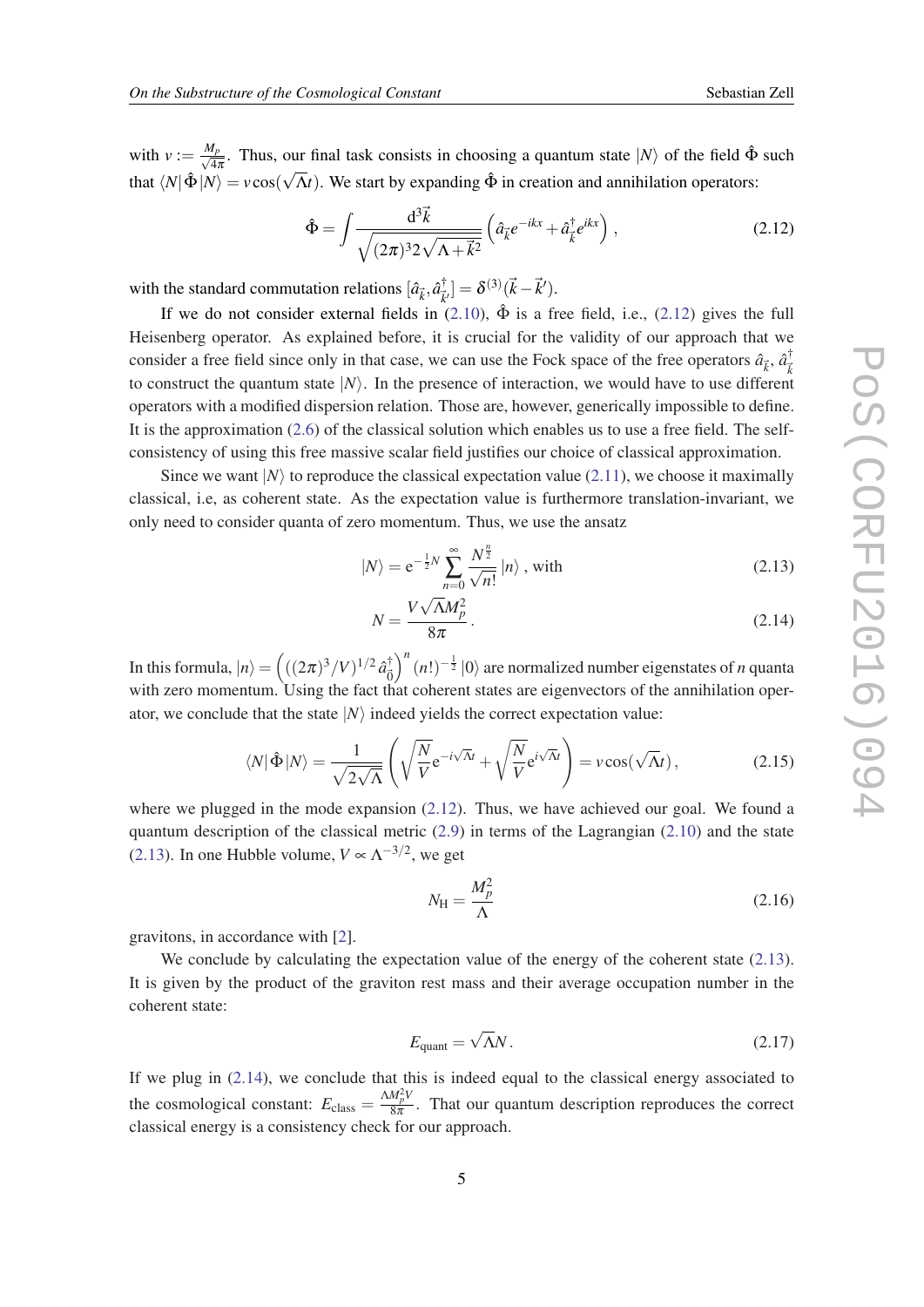with $v := \frac{M_p}{\sqrt{4\pi}}$. Thus, our final task consists in choosing a quantum state $|N\rangle$ of the field $\hat{\Phi}$ such that $\langle N|\hat{\Phi}|N\rangle = v\cos(\sqrt{\Lambda}t)$. We start by expanding $\hat{\Phi}$ in creation and annihilation operators:

$$\hat{\Phi} = \int \frac{\mathrm{d}^3\vec{k}}{\sqrt{(2\pi)^3 2\sqrt{\Lambda + \vec{k}^2}}} \left( \hat{a}_{\vec{k}} e^{-ikx} + \hat{a}^\dagger_{\vec{k}} e^{ikx} \right), \tag{2.12}$$

with the standard commutation relations $[\hat{a}_{\vec{k}}, \hat{a}^\dagger_{\vec{k}'}] = \delta^{(3)}(\vec{k} - \vec{k}')$.

If we do not consider external fields in (2.10), $\hat{\Phi}$ is a free field, i.e., (2.12) gives the full Heisenberg operator. As explained before, it is crucial for the validity of our approach that we consider a free field since only in that case, we can use the Fock space of the free operators $\hat{a}_{\vec{k}}$, $\hat{a}^\dagger_{\vec{k}}$ to construct the quantum state $|N\rangle$. In the presence of interaction, we would have to use different operators with a modified dispersion relation. Those are, however, generically impossible to define. It is the approximation (2.6) of the classical solution which enables us to use a free field. The self-consistency of using this free massive scalar field justifies our choice of classical approximation.

Since we want $|N\rangle$ to reproduce the classical expectation value (2.11), we choose it maximally classical, i.e, as coherent state. As the expectation value is furthermore translation-invariant, we only need to consider quanta of zero momentum. Thus, we use the ansatz

$$|N\rangle = \mathrm{e}^{-\frac{1}{2}N} \sum_{n=0}^{\infty} \frac{N^{\frac{n}{2}}}{\sqrt{n!}} |n\rangle \text{ , with} \tag{2.13}$$

$$N = \frac{V\sqrt{\Lambda}M_p^2}{8\pi}. \tag{2.14}$$

In this formula, $|n\rangle = \left( ((2\pi)^3/V)^{1/2} \hat{a}^\dagger_{\vec{0}} \right)^n (n!)^{-\frac{1}{2}} |0\rangle$ are normalized number eigenstates of $n$ quanta with zero momentum. Using the fact that coherent states are eigenvectors of the annihilation operator, we conclude that the state $|N\rangle$ indeed yields the correct expectation value:

$$\langle N|\hat{\Phi}|N\rangle = \frac{1}{\sqrt{2\sqrt{\Lambda}}} \left( \sqrt{\frac{N}{V}} \mathrm{e}^{-i\sqrt{\Lambda}t} + \sqrt{\frac{N}{V}} \mathrm{e}^{i\sqrt{\Lambda}t} \right) = v\cos(\sqrt{\Lambda}t), \tag{2.15}$$

where we plugged in the mode expansion (2.12). Thus, we have achieved our goal. We found a quantum description of the classical metric (2.9) in terms of the Lagrangian (2.10) and the state (2.13). In one Hubble volume, $V \propto \Lambda^{-3/2}$, we get

$$N_{\mathrm{H}} = \frac{M_p^2}{\Lambda} \tag{2.16}$$

gravitons, in accordance with [2].

We conclude by calculating the expectation value of the energy of the coherent state (2.13). It is given by the product of the graviton rest mass and their average occupation number in the coherent state:

$$E_{\text{quant}} = \sqrt{\Lambda}N. \tag{2.17}$$

If we plug in (2.14), we conclude that this is indeed equal to the classical energy associated to the cosmological constant: $E_{\text{class}} = \frac{\Lambda M_p^2 V}{8\pi}$. That our quantum description reproduces the correct classical energy is a consistency check for our approach.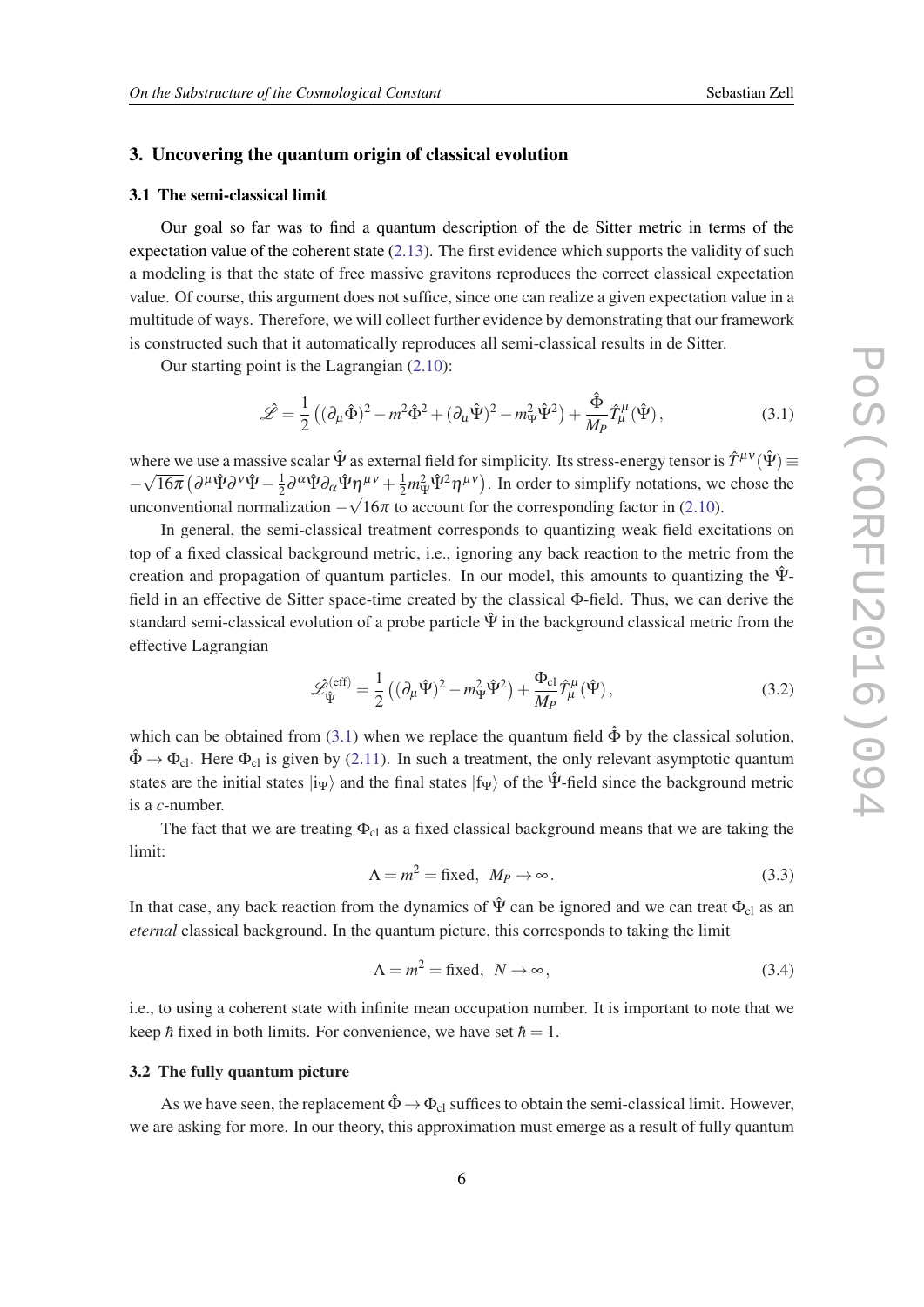## 3. Uncovering the quantum origin of classical evolution

### 3.1 The semi-classical limit

Our goal so far was to find a quantum description of the de Sitter metric in terms of the expectation value of the coherent state (2.13). The first evidence which supports the validity of such a modeling is that the state of free massive gravitons reproduces the correct classical expectation value. Of course, this argument does not suffice, since one can realize a given expectation value in a multitude of ways. Therefore, we will collect further evidence by demonstrating that our framework is constructed such that it automatically reproduces all semi-classical results in de Sitter.

Our starting point is the Lagrangian (2.10):

$$\hat{\mathscr{L}} = \frac{1}{2}\left((\partial_\mu \hat{\Phi})^2 - m^2\hat{\Phi}^2 + (\partial_\mu \hat{\Psi})^2 - m_\Psi^2 \hat{\Psi}^2\right) + \frac{\hat{\Phi}}{M_P}\hat{T}^\mu_\mu(\hat{\Psi})\,, \tag{3.1}$$

where we use a massive scalar $\hat{\Psi}$ as external field for simplicity. Its stress-energy tensor is $\hat{T}^{\mu\nu}(\hat{\Psi}) \equiv -\sqrt{16\pi}\left(\partial^\mu\hat{\Psi}\partial^\nu\hat{\Psi} - \frac{1}{2}\partial^\alpha\hat{\Psi}\partial_\alpha\hat{\Psi}\eta^{\mu\nu} + \frac{1}{2}m_\Psi^2\hat{\Psi}^2\eta^{\mu\nu}\right)$. In order to simplify notations, we chose the unconventional normalization $-\sqrt{16\pi}$ to account for the corresponding factor in (2.10).

In general, the semi-classical treatment corresponds to quantizing weak field excitations on top of a fixed classical background metric, i.e., ignoring any back reaction to the metric from the creation and propagation of quantum particles. In our model, this amounts to quantizing the $\hat{\Psi}$-field in an effective de Sitter space-time created by the classical $\Phi$-field. Thus, we can derive the standard semi-classical evolution of a probe particle $\hat{\Psi}$ in the background classical metric from the effective Lagrangian

$$\hat{\mathscr{L}}^{(\text{eff})}_{\hat{\Psi}} = \frac{1}{2}\left((\partial_\mu \hat{\Psi})^2 - m_\Psi^2\hat{\Psi}^2\right) + \frac{\Phi_{\text{cl}}}{M_P}\hat{T}^\mu_\mu(\hat{\Psi})\,, \tag{3.2}$$

which can be obtained from (3.1) when we replace the quantum field $\hat{\Phi}$ by the classical solution, $\hat{\Phi} \to \Phi_{\text{cl}}$. Here $\Phi_{\text{cl}}$ is given by (2.11). In such a treatment, the only relevant asymptotic quantum states are the initial states $|\text{i}_\Psi\rangle$ and the final states $|\text{f}_\Psi\rangle$ of the $\hat{\Psi}$-field since the background metric is a *c*-number.

The fact that we are treating $\Phi_{\text{cl}}$ as a fixed classical background means that we are taking the limit:

$$\Lambda = m^2 = \text{fixed}, \;\; M_P \to \infty\,. \tag{3.3}$$

In that case, any back reaction from the dynamics of $\hat{\Psi}$ can be ignored and we can treat $\Phi_{\text{cl}}$ as an *eternal* classical background. In the quantum picture, this corresponds to taking the limit

$$\Lambda = m^2 = \text{fixed}, \;\; N \to \infty\,, \tag{3.4}$$

i.e., to using a coherent state with infinite mean occupation number. It is important to note that we keep $\hbar$ fixed in both limits. For convenience, we have set $\hbar = 1$.

### 3.2 The fully quantum picture

As we have seen, the replacement $\hat{\Phi} \to \Phi_{\text{cl}}$ suffices to obtain the semi-classical limit. However, we are asking for more. In our theory, this approximation must emerge as a result of fully quantum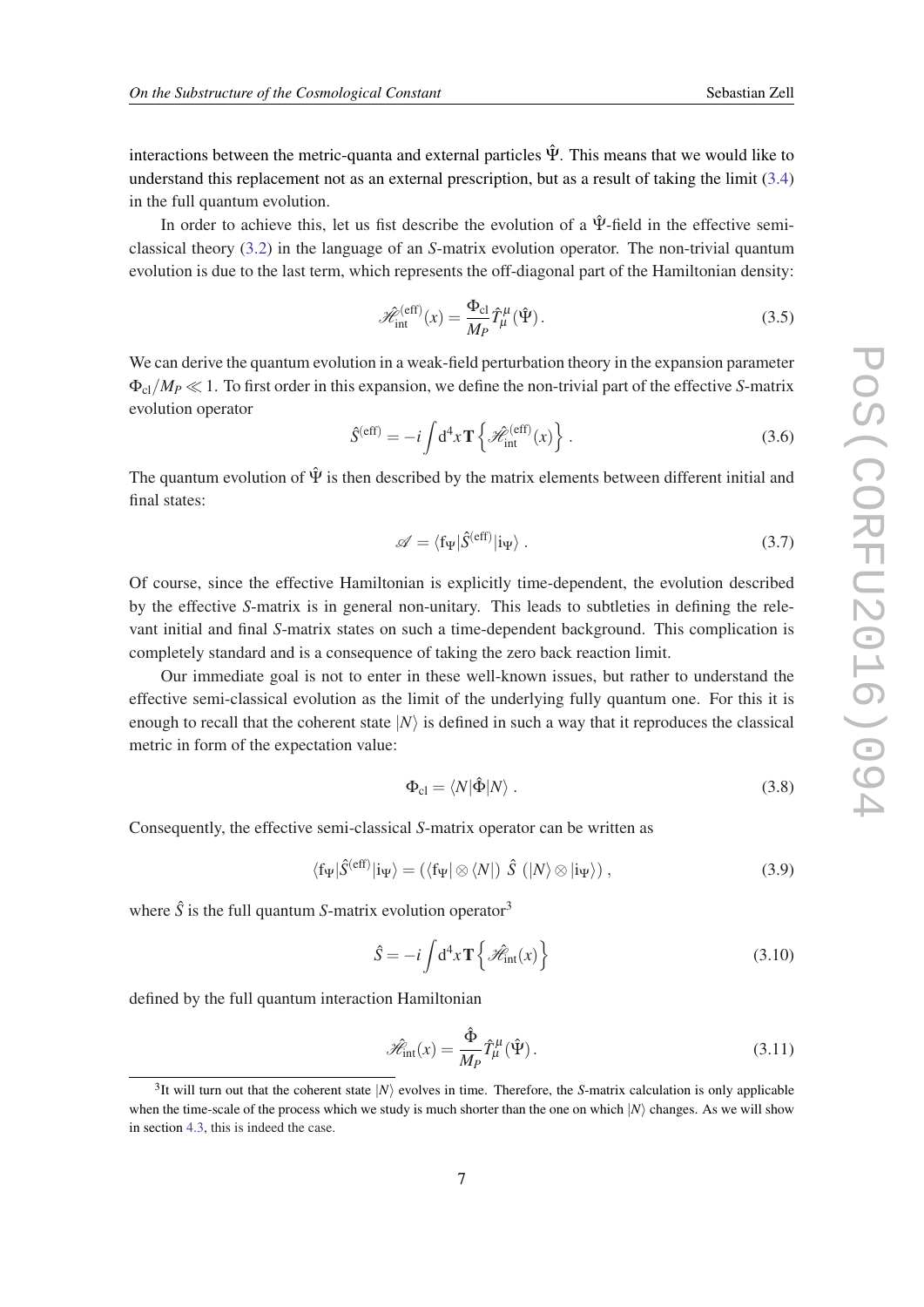interactions between the metric-quanta and external particles $\hat{\Psi}$. This means that we would like to understand this replacement not as an external prescription, but as a result of taking the limit (3.4) in the full quantum evolution.

In order to achieve this, let us fist describe the evolution of a $\hat{\Psi}$-field in the effective semi-classical theory (3.2) in the language of an *S*-matrix evolution operator. The non-trivial quantum evolution is due to the last term, which represents the off-diagonal part of the Hamiltonian density:

$$\hat{\mathscr{H}}_{\text{int}}^{(\text{eff})}(x) = \frac{\Phi_{\text{cl}}}{M_P} \hat{T}_{\mu}^{\mu}(\hat{\Psi}) \,. \tag{3.5}$$

We can derive the quantum evolution in a weak-field perturbation theory in the expansion parameter $\Phi_{\text{cl}}/M_P \ll 1$. To first order in this expansion, we define the non-trivial part of the effective *S*-matrix evolution operator

$$\hat{S}^{(\text{eff})} = -i \int \mathrm{d}^4 x \, \mathbf{T} \left\{ \hat{\mathscr{H}}_{\text{int}}^{(\text{eff})}(x) \right\} . \tag{3.6}$$

The quantum evolution of $\hat{\Psi}$ is then described by the matrix elements between different initial and final states:

$$\mathscr{A} = \langle \mathrm{f}_\Psi | \hat{S}^{(\text{eff})} | \mathrm{i}_\Psi \rangle \,. \tag{3.7}$$

Of course, since the effective Hamiltonian is explicitly time-dependent, the evolution described by the effective *S*-matrix is in general non-unitary. This leads to subtleties in defining the relevant initial and final *S*-matrix states on such a time-dependent background. This complication is completely standard and is a consequence of taking the zero back reaction limit.

Our immediate goal is not to enter in these well-known issues, but rather to understand the effective semi-classical evolution as the limit of the underlying fully quantum one. For this it is enough to recall that the coherent state $|N\rangle$ is defined in such a way that it reproduces the classical metric in form of the expectation value:

$$\Phi_{\text{cl}} = \langle N | \hat{\Phi} | N \rangle \,. \tag{3.8}$$

Consequently, the effective semi-classical *S*-matrix operator can be written as

$$\langle \mathrm{f}_\Psi | \hat{S}^{(\text{eff})} | \mathrm{i}_\Psi \rangle = \left( \langle \mathrm{f}_\Psi | \otimes \langle N | \right) \, \hat{S} \, \left( | N \rangle \otimes | \mathrm{i}_\Psi \rangle \right) , \tag{3.9}$$

where $\hat{S}$ is the full quantum *S*-matrix evolution operator[3]

$$\hat{S} = -i \int \mathrm{d}^4 x \, \mathbf{T} \left\{ \hat{\mathscr{H}}_{\text{int}}(x) \right\} \tag{3.10}$$

defined by the full quantum interaction Hamiltonian

$$\hat{\mathscr{H}}_{\text{int}}(x) = \frac{\hat{\Phi}}{M_P} \hat{T}_{\mu}^{\mu}(\hat{\Psi}) \,. \tag{3.11}$$

[3]It will turn out that the coherent state $|N\rangle$ evolves in time. Therefore, the *S*-matrix calculation is only applicable when the time-scale of the process which we study is much shorter than the one on which $|N\rangle$ changes. As we will show in section 4.3, this is indeed the case.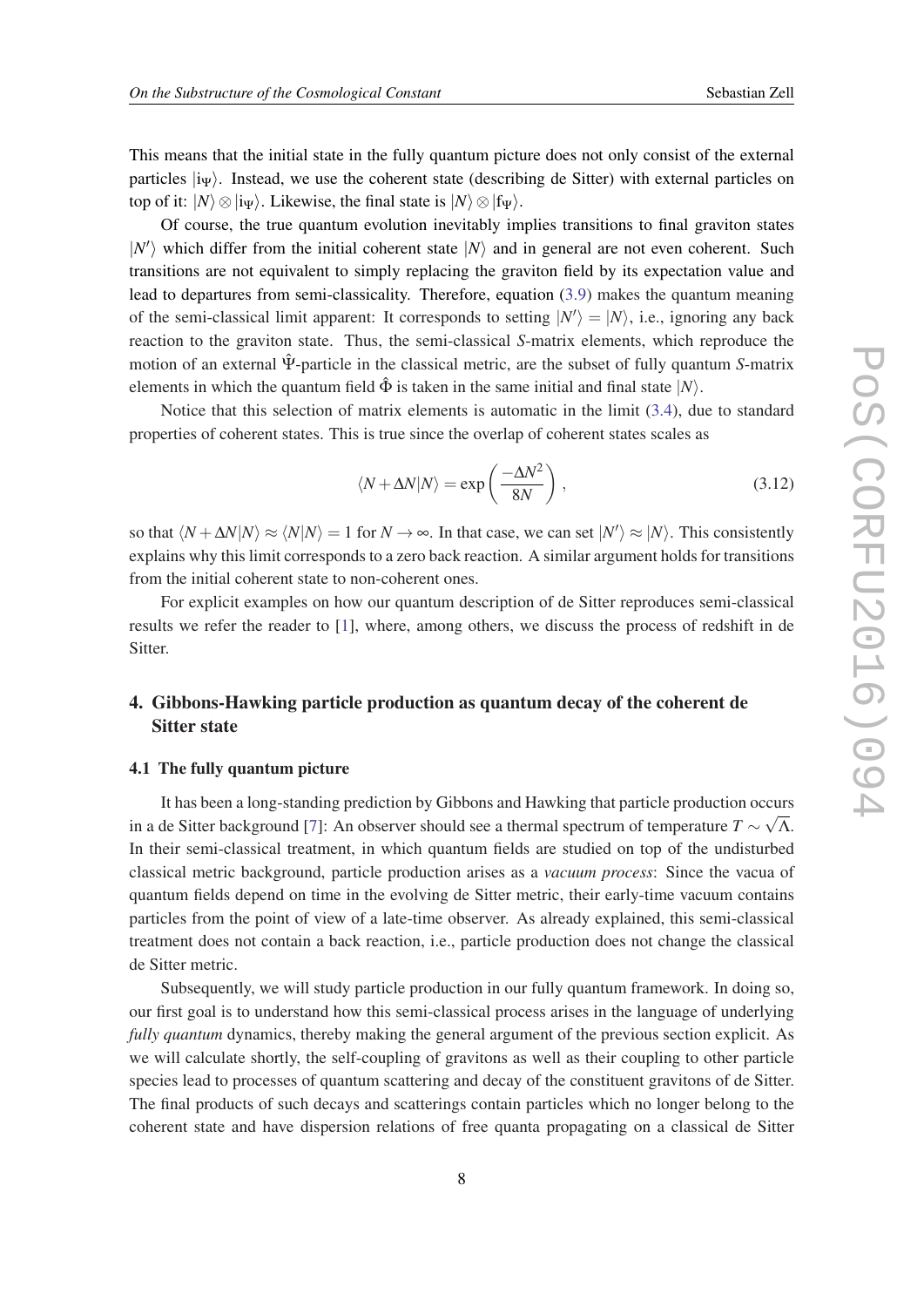This means that the initial state in the fully quantum picture does not only consist of the external particles $|\mathrm{i}_\Psi\rangle$. Instead, we use the coherent state (describing de Sitter) with external particles on top of it: $|N\rangle \otimes |\mathrm{i}_\Psi\rangle$. Likewise, the final state is $|N\rangle \otimes |\mathrm{f}_\Psi\rangle$.

Of course, the true quantum evolution inevitably implies transitions to final graviton states $|N'\rangle$ which differ from the initial coherent state $|N\rangle$ and in general are not even coherent. Such transitions are not equivalent to simply replacing the graviton field by its expectation value and lead to departures from semi-classicality. Therefore, equation (3.9) makes the quantum meaning of the semi-classical limit apparent: It corresponds to setting $|N'\rangle = |N\rangle$, i.e., ignoring any back reaction to the graviton state. Thus, the semi-classical *S*-matrix elements, which reproduce the motion of an external $\hat{\Psi}$-particle in the classical metric, are the subset of fully quantum *S*-matrix elements in which the quantum field $\hat{\Phi}$ is taken in the same initial and final state $|N\rangle$.

Notice that this selection of matrix elements is automatic in the limit (3.4), due to standard properties of coherent states. This is true since the overlap of coherent states scales as

$$\langle N + \Delta N | N \rangle = \exp\left(\frac{-\Delta N^2}{8N}\right), \tag{3.12}$$

so that $\langle N + \Delta N | N \rangle \approx \langle N | N \rangle = 1$ for $N \to \infty$. In that case, we can set $|N'\rangle \approx |N\rangle$. This consistently explains why this limit corresponds to a zero back reaction. A similar argument holds for transitions from the initial coherent state to non-coherent ones.

For explicit examples on how our quantum description of de Sitter reproduces semi-classical results we refer the reader to [1], where, among others, we discuss the process of redshift in de Sitter.

## 4. Gibbons-Hawking particle production as quantum decay of the coherent de Sitter state

### 4.1 The fully quantum picture

It has been a long-standing prediction by Gibbons and Hawking that particle production occurs in a de Sitter background [7]: An observer should see a thermal spectrum of temperature $T \sim \sqrt{\Lambda}$. In their semi-classical treatment, in which quantum fields are studied on top of the undisturbed classical metric background, particle production arises as a *vacuum process*: Since the vacua of quantum fields depend on time in the evolving de Sitter metric, their early-time vacuum contains particles from the point of view of a late-time observer. As already explained, this semi-classical treatment does not contain a back reaction, i.e., particle production does not change the classical de Sitter metric.

Subsequently, we will study particle production in our fully quantum framework. In doing so, our first goal is to understand how this semi-classical process arises in the language of underlying *fully quantum* dynamics, thereby making the general argument of the previous section explicit. As we will calculate shortly, the self-coupling of gravitons as well as their coupling to other particle species lead to processes of quantum scattering and decay of the constituent gravitons of de Sitter. The final products of such decays and scatterings contain particles which no longer belong to the coherent state and have dispersion relations of free quanta propagating on a classical de Sitter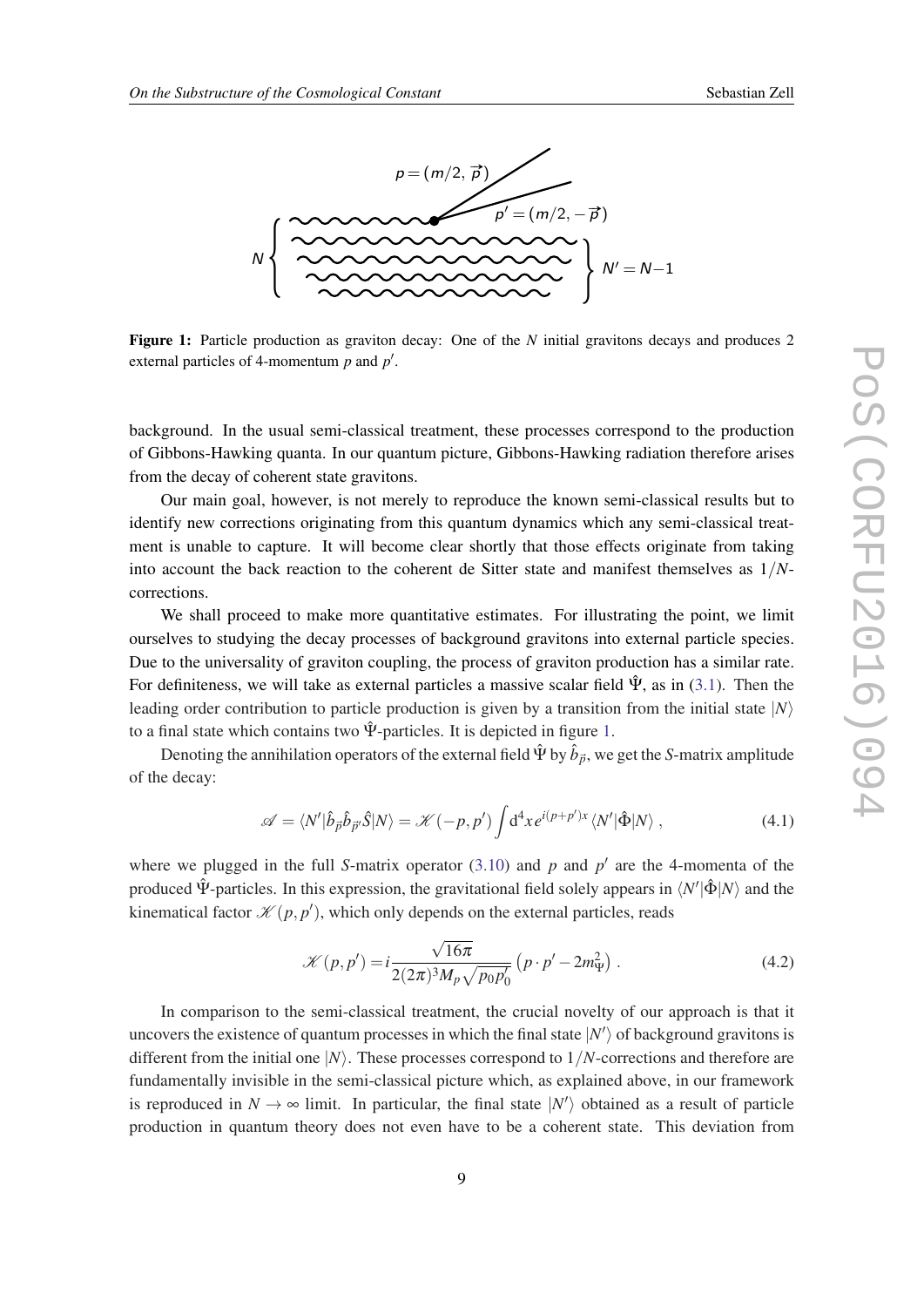**Figure 1:** Particle production as graviton decay: One of the $N$ initial gravitons decays and produces 2 external particles of 4-momentum $p$ and $p'$.

background. In the usual semi-classical treatment, these processes correspond to the production of Gibbons-Hawking quanta. In our quantum picture, Gibbons-Hawking radiation therefore arises from the decay of coherent state gravitons.

Our main goal, however, is not merely to reproduce the known semi-classical results but to identify new corrections originating from this quantum dynamics which any semi-classical treatment is unable to capture. It will become clear shortly that those effects originate from taking into account the back reaction to the coherent de Sitter state and manifest themselves as $1/N$-corrections.

We shall proceed to make more quantitative estimates. For illustrating the point, we limit ourselves to studying the decay processes of background gravitons into external particle species. Due to the universality of graviton coupling, the process of graviton production has a similar rate. For definiteness, we will take as external particles a massive scalar field $\hat{\Psi}$, as in (3.1). Then the leading order contribution to particle production is given by a transition from the initial state $|N\rangle$ to a final state which contains two $\hat{\Psi}$-particles. It is depicted in figure 1.

Denoting the annihilation operators of the external field $\hat{\Psi}$ by $\hat{b}_{\vec{p}}$, we get the $S$-matrix amplitude of the decay:

$$\mathscr{A} = \langle N'|\hat{b}_{\vec{p}}\hat{b}_{\vec{p}'}\hat{S}|N\rangle = \mathscr{K}(-p,p')\int \mathrm{d}^4x\, e^{i(p+p')x}\langle N'|\hat{\Phi}|N\rangle\,, \tag{4.1}$$

where we plugged in the full $S$-matrix operator (3.10) and $p$ and $p'$ are the 4-momenta of the produced $\hat{\Psi}$-particles. In this expression, the gravitational field solely appears in $\langle N'|\hat{\Phi}|N\rangle$ and the kinematical factor $\mathscr{K}(p,p')$, which only depends on the external particles, reads

$$\mathscr{K}(p,p') = i\frac{\sqrt{16\pi}}{2(2\pi)^3 M_p\sqrt{p_0 p_0'}}\left(p\cdot p' - 2m_\Psi^2\right)\,. \tag{4.2}$$

In comparison to the semi-classical treatment, the crucial novelty of our approach is that it uncovers the existence of quantum processes in which the final state $|N'\rangle$ of background gravitons is different from the initial one $|N\rangle$. These processes correspond to $1/N$-corrections and therefore are fundamentally invisible in the semi-classical picture which, as explained above, in our framework is reproduced in $N\to\infty$ limit. In particular, the final state $|N'\rangle$ obtained as a result of particle production in quantum theory does not even have to be a coherent state. This deviation from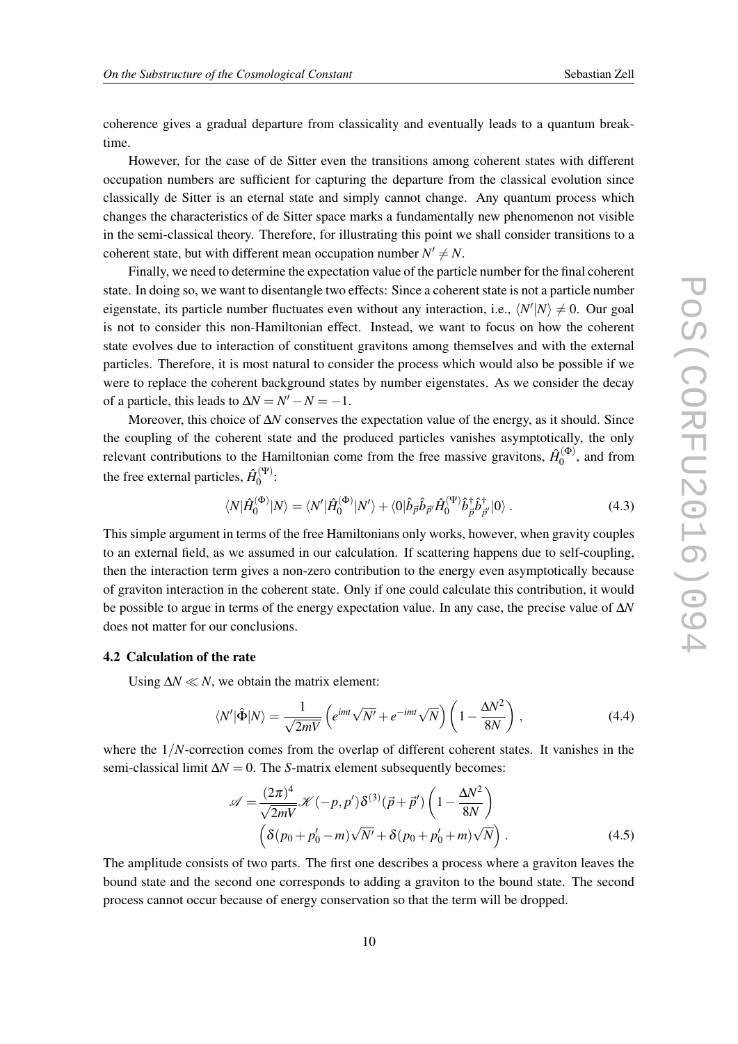coherence gives a gradual departure from classicality and eventually leads to a quantum break-time.

However, for the case of de Sitter even the transitions among coherent states with different occupation numbers are sufficient for capturing the departure from the classical evolution since classically de Sitter is an eternal state and simply cannot change. Any quantum process which changes the characteristics of de Sitter space marks a fundamentally new phenomenon not visible in the semi-classical theory. Therefore, for illustrating this point we shall consider transitions to a coherent state, but with different mean occupation number $N' \neq N$.

Finally, we need to determine the expectation value of the particle number for the final coherent state. In doing so, we want to disentangle two effects: Since a coherent state is not a particle number eigenstate, its particle number fluctuates even without any interaction, i.e., $\langle N'|N\rangle \neq 0$. Our goal is not to consider this non-Hamiltonian effect. Instead, we want to focus on how the coherent state evolves due to interaction of constituent gravitons among themselves and with the external particles. Therefore, it is most natural to consider the process which would also be possible if we were to replace the coherent background states by number eigenstates. As we consider the decay of a particle, this leads to $\Delta N = N' - N = -1$.

Moreover, this choice of $\Delta N$ conserves the expectation value of the energy, as it should. Since the coupling of the coherent state and the produced particles vanishes asymptotically, the only relevant contributions to the Hamiltonian come from the free massive gravitons, $\hat{H}_0^{(\Phi)}$, and from the free external particles, $\hat{H}_0^{(\Psi)}$:

$$\langle N|\hat{H}_0^{(\Phi)}|N\rangle = \langle N'|\hat{H}_0^{(\Phi)}|N'\rangle + \langle 0|\hat{b}_{\vec{p}}\hat{b}_{\vec{p}'}\hat{H}_0^{(\Psi)}\hat{b}_{\vec{p}}^{\dagger}\hat{b}_{\vec{p}'}^{\dagger}|0\rangle \, . \tag{4.3}$$

This simple argument in terms of the free Hamiltonians only works, however, when gravity couples to an external field, as we assumed in our calculation. If scattering happens due to self-coupling, then the interaction term gives a non-zero contribution to the energy even asymptotically because of graviton interaction in the coherent state. Only if one could calculate this contribution, it would be possible to argue in terms of the energy expectation value. In any case, the precise value of $\Delta N$ does not matter for our conclusions.

### 4.2 Calculation of the rate

Using $\Delta N \ll N$, we obtain the matrix element:

$$\langle N'|\hat{\Phi}|N\rangle = \frac{1}{\sqrt{2mV}}\left(e^{imt}\sqrt{N'} + e^{-imt}\sqrt{N}\right)\left(1 - \frac{\Delta N^2}{8N}\right) \, , \tag{4.4}$$

where the $1/N$-correction comes from the overlap of different coherent states. It vanishes in the semi-classical limit $\Delta N = 0$. The $S$-matrix element subsequently becomes:

$$\begin{aligned}\mathscr{A} = &\frac{(2\pi)^4}{\sqrt{2mV}}\mathscr{K}(-p,p')\delta^{(3)}(\vec{p}+\vec{p}')\left(1 - \frac{\Delta N^2}{8N}\right) \\ &\left(\delta(p_0 + p_0' - m)\sqrt{N'} + \delta(p_0 + p_0' + m)\sqrt{N}\right) \, .\end{aligned} \tag{4.5}$$

The amplitude consists of two parts. The first one describes a process where a graviton leaves the bound state and the second one corresponds to adding a graviton to the bound state. The second process cannot occur because of energy conservation so that the term will be dropped.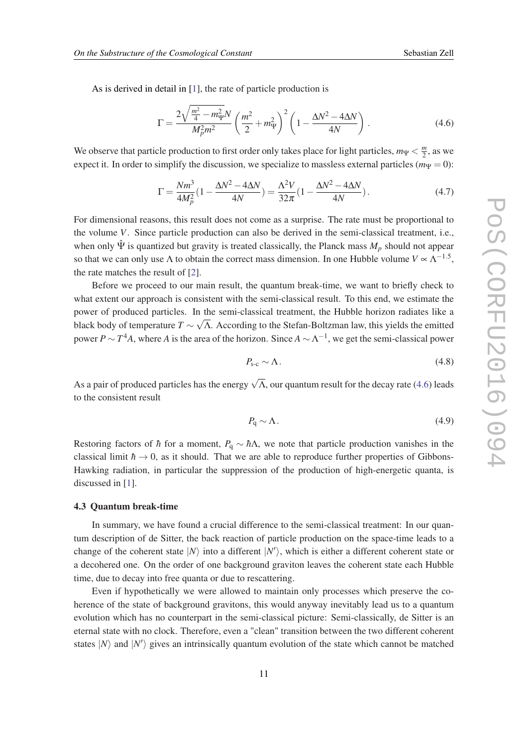As is derived in detail in [1], the rate of particle production is

$$\Gamma = \frac{2\sqrt{\frac{m^2}{4} - m_\Psi^2}N}{M_p^2 m^2}\left(\frac{m^2}{2} + m_\Psi^2\right)^2\left(1 - \frac{\Delta N^2 - 4\Delta N}{4N}\right). \tag{4.6}$$

We observe that particle production to first order only takes place for light particles, $m_\Psi < \frac{m}{2}$, as we expect it. In order to simplify the discussion, we specialize to massless external particles ($m_\Psi = 0$):

$$\Gamma = \frac{Nm^3}{4M_p^2}(1 - \frac{\Delta N^2 - 4\Delta N}{4N}) = \frac{\Lambda^2 V}{32\pi}(1 - \frac{\Delta N^2 - 4\Delta N}{4N}). \tag{4.7}$$

For dimensional reasons, this result does not come as a surprise. The rate must be proportional to the volume $V$. Since particle production can also be derived in the semi-classical treatment, i.e., when only $\hat{\Psi}$ is quantized but gravity is treated classically, the Planck mass $M_p$ should not appear so that we can only use $\Lambda$ to obtain the correct mass dimension. In one Hubble volume $V \propto \Lambda^{-1.5}$, the rate matches the result of [2].

Before we proceed to our main result, the quantum break-time, we want to briefly check to what extent our approach is consistent with the semi-classical result. To this end, we estimate the power of produced particles. In the semi-classical treatment, the Hubble horizon radiates like a black body of temperature $T \sim \sqrt{\Lambda}$. According to the Stefan-Boltzman law, this yields the emitted power $P \sim T^4 A$, where $A$ is the area of the horizon. Since $A \sim \Lambda^{-1}$, we get the semi-classical power

$$P_{\text{s-c}} \sim \Lambda. \tag{4.8}$$

As a pair of produced particles has the energy $\sqrt{\Lambda}$, our quantum result for the decay rate (4.6) leads to the consistent result

$$P_{\text{q}} \sim \Lambda. \tag{4.9}$$

Restoring factors of $\hbar$ for a moment, $P_{\text{q}} \sim \hbar\Lambda$, we note that particle production vanishes in the classical limit $\hbar \to 0$, as it should. That we are able to reproduce further properties of Gibbons-Hawking radiation, in particular the suppression of the production of high-energetic quanta, is discussed in [1].

### 4.3 Quantum break-time

In summary, we have found a crucial difference to the semi-classical treatment: In our quantum description of de Sitter, the back reaction of particle production on the space-time leads to a change of the coherent state $|N\rangle$ into a different $|N'\rangle$, which is either a different coherent state or a decohered one. On the order of one background graviton leaves the coherent state each Hubble time, due to decay into free quanta or due to rescattering.

Even if hypothetically we were allowed to maintain only processes which preserve the coherence of the state of background gravitons, this would anyway inevitably lead us to a quantum evolution which has no counterpart in the semi-classical picture: Semi-classically, de Sitter is an eternal state with no clock. Therefore, even a "clean" transition between the two different coherent states $|N\rangle$ and $|N'\rangle$ gives an intrinsically quantum evolution of the state which cannot be matched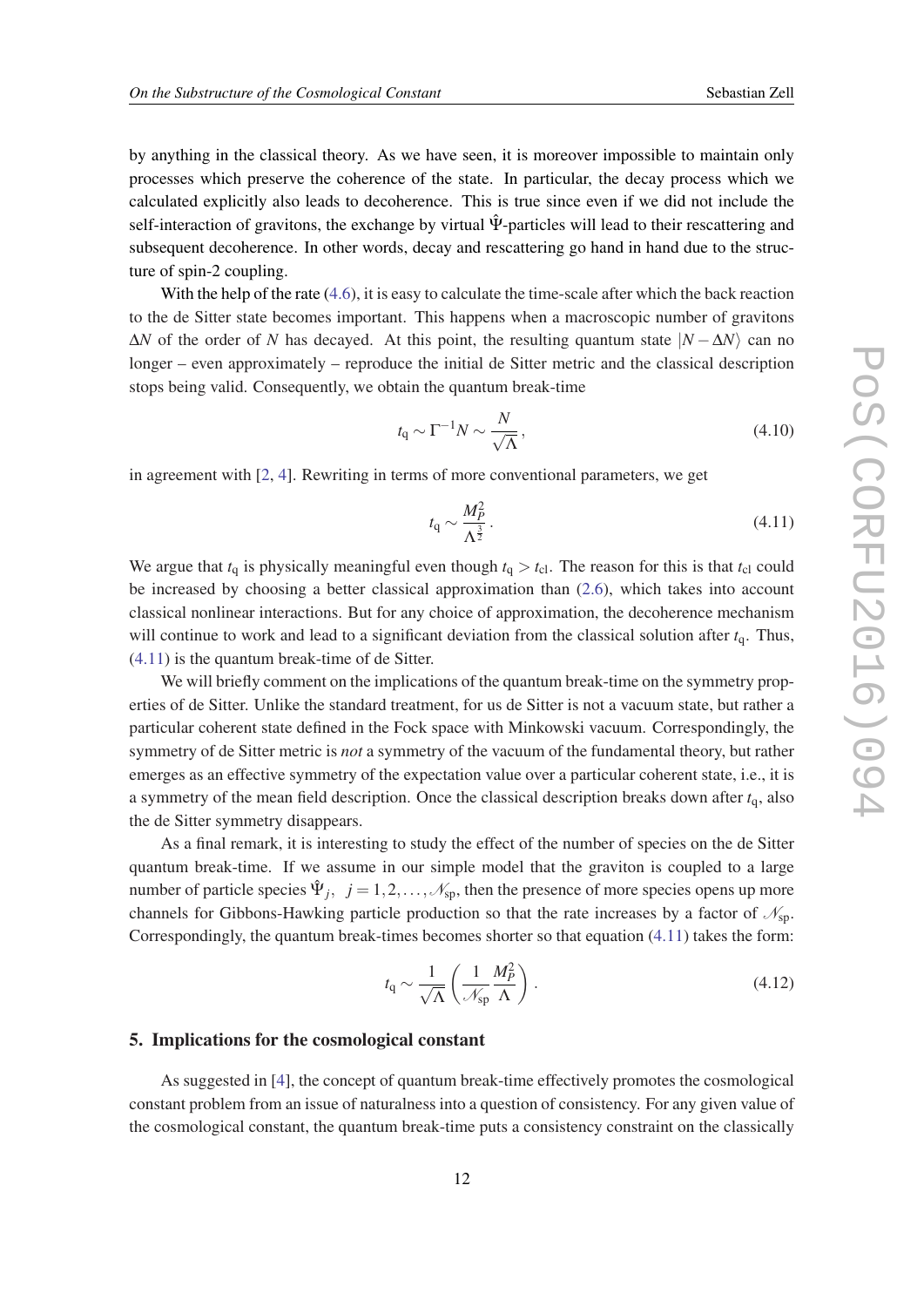by anything in the classical theory. As we have seen, it is moreover impossible to maintain only processes which preserve the coherence of the state. In particular, the decay process which we calculated explicitly also leads to decoherence. This is true since even if we did not include the self-interaction of gravitons, the exchange by virtual $\hat{\Psi}$-particles will lead to their rescattering and subsequent decoherence. In other words, decay and rescattering go hand in hand due to the structure of spin-2 coupling.

With the help of the rate (4.6), it is easy to calculate the time-scale after which the back reaction to the de Sitter state becomes important. This happens when a macroscopic number of gravitons $\Delta N$ of the order of $N$ has decayed. At this point, the resulting quantum state $|N - \Delta N\rangle$ can no longer – even approximately – reproduce the initial de Sitter metric and the classical description stops being valid. Consequently, we obtain the quantum break-time

$$t_{\mathrm{q}} \sim \Gamma^{-1} N \sim \frac{N}{\sqrt{\Lambda}}, \tag{4.10}$$

in agreement with [2, 4]. Rewriting in terms of more conventional parameters, we get

$$t_{\mathrm{q}} \sim \frac{M_P^2}{\Lambda^{\frac{3}{2}}}. \tag{4.11}$$

We argue that $t_{\mathrm{q}}$ is physically meaningful even though $t_{\mathrm{q}} > t_{\mathrm{cl}}$. The reason for this is that $t_{\mathrm{cl}}$ could be increased by choosing a better classical approximation than (2.6), which takes into account classical nonlinear interactions. But for any choice of approximation, the decoherence mechanism will continue to work and lead to a significant deviation from the classical solution after $t_{\mathrm{q}}$. Thus, (4.11) is the quantum break-time of de Sitter.

We will briefly comment on the implications of the quantum break-time on the symmetry properties of de Sitter. Unlike the standard treatment, for us de Sitter is not a vacuum state, but rather a particular coherent state defined in the Fock space with Minkowski vacuum. Correspondingly, the symmetry of de Sitter metric is *not* a symmetry of the vacuum of the fundamental theory, but rather emerges as an effective symmetry of the expectation value over a particular coherent state, i.e., it is a symmetry of the mean field description. Once the classical description breaks down after $t_{\mathrm{q}}$, also the de Sitter symmetry disappears.

As a final remark, it is interesting to study the effect of the number of species on the de Sitter quantum break-time. If we assume in our simple model that the graviton is coupled to a large number of particle species $\hat{\Psi}_j$, $j = 1, 2, \ldots, \mathscr{N}_{\mathrm{sp}}$, then the presence of more species opens up more channels for Gibbons-Hawking particle production so that the rate increases by a factor of $\mathscr{N}_{\mathrm{sp}}$. Correspondingly, the quantum break-times becomes shorter so that equation (4.11) takes the form:

$$t_{\mathrm{q}} \sim \frac{1}{\sqrt{\Lambda}} \left( \frac{1}{\mathscr{N}_{\mathrm{sp}}} \frac{M_P^2}{\Lambda} \right). \tag{4.12}$$

## 5. Implications for the cosmological constant

As suggested in [4], the concept of quantum break-time effectively promotes the cosmological constant problem from an issue of naturalness into a question of consistency. For any given value of the cosmological constant, the quantum break-time puts a consistency constraint on the classically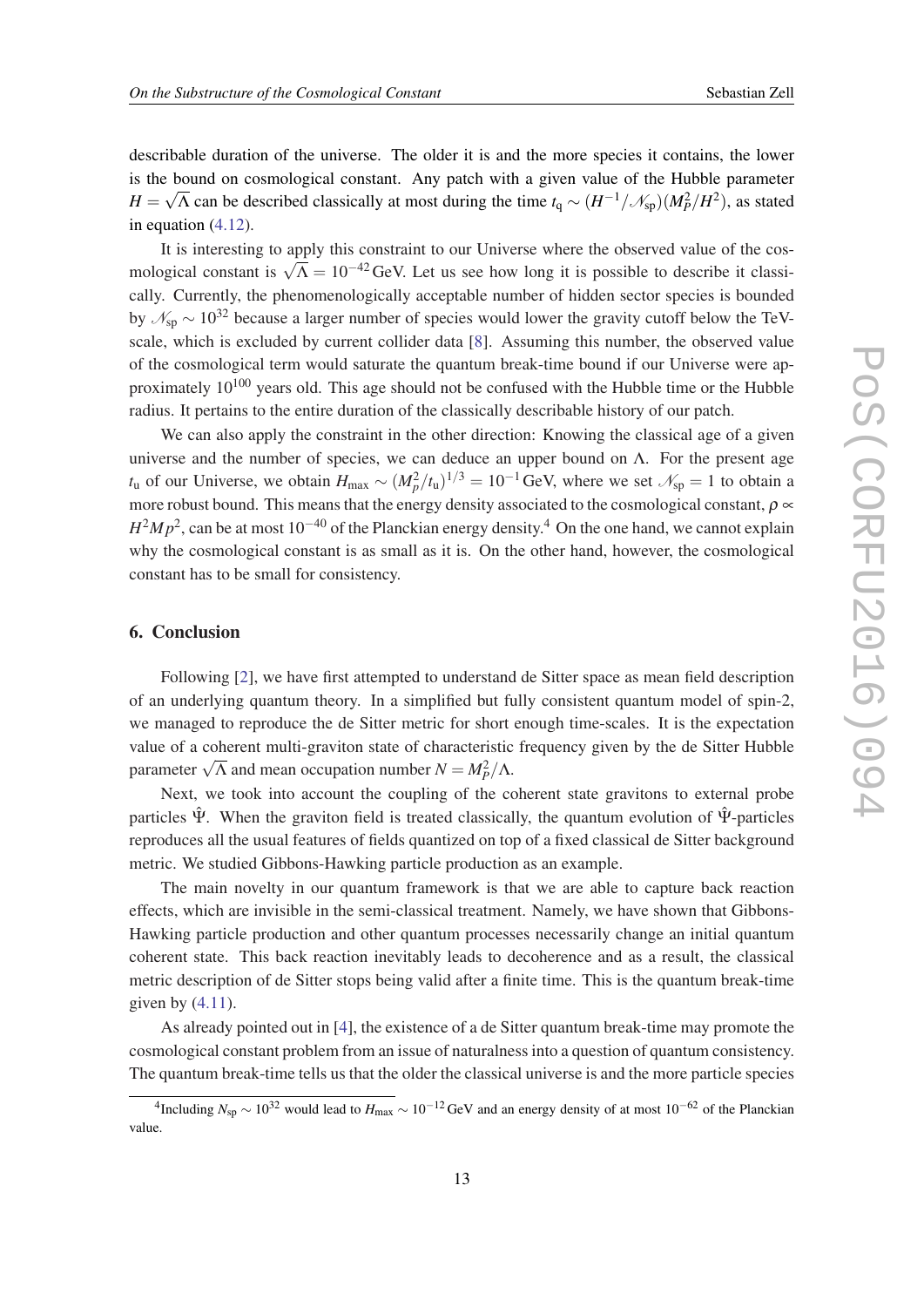describable duration of the universe. The older it is and the more species it contains, the lower is the bound on cosmological constant. Any patch with a given value of the Hubble parameter $H = \sqrt{\Lambda}$ can be described classically at most during the time $t_q \sim (H^{-1}/\mathcal{N}_{sp})(M_P^2/H^2)$, as stated in equation (4.12).

It is interesting to apply this constraint to our Universe where the observed value of the cosmological constant is $\sqrt{\Lambda} = 10^{-42}\,\text{GeV}$. Let us see how long it is possible to describe it classically. Currently, the phenomenologically acceptable number of hidden sector species is bounded by $\mathcal{N}_{sp} \sim 10^{32}$ because a larger number of species would lower the gravity cutoff below the TeV-scale, which is excluded by current collider data [8]. Assuming this number, the observed value of the cosmological term would saturate the quantum break-time bound if our Universe were approximately $10^{100}$ years old. This age should not be confused with the Hubble time or the Hubble radius. It pertains to the entire duration of the classically describable history of our patch.

We can also apply the constraint in the other direction: Knowing the classical age of a given universe and the number of species, we can deduce an upper bound on $\Lambda$. For the present age $t_u$ of our Universe, we obtain $H_{max} \sim (M_P^2/t_u)^{1/3} = 10^{-1}\,\text{GeV}$, where we set $\mathcal{N}_{sp} = 1$ to obtain a more robust bound. This means that the energy density associated to the cosmological constant, $\rho \propto H^2 Mp^2$, can be at most $10^{-40}$ of the Planckian energy density.[4] On the one hand, we cannot explain why the cosmological constant is as small as it is. On the other hand, however, the cosmological constant has to be small for consistency.

## 6. Conclusion

Following [2], we have first attempted to understand de Sitter space as mean field description of an underlying quantum theory. In a simplified but fully consistent quantum model of spin-2, we managed to reproduce the de Sitter metric for short enough time-scales. It is the expectation value of a coherent multi-graviton state of characteristic frequency given by the de Sitter Hubble parameter $\sqrt{\Lambda}$ and mean occupation number $N = M_P^2/\Lambda$.

Next, we took into account the coupling of the coherent state gravitons to external probe particles $\hat{\Psi}$. When the graviton field is treated classically, the quantum evolution of $\hat{\Psi}$-particles reproduces all the usual features of fields quantized on top of a fixed classical de Sitter background metric. We studied Gibbons-Hawking particle production as an example.

The main novelty in our quantum framework is that we are able to capture back reaction effects, which are invisible in the semi-classical treatment. Namely, we have shown that Gibbons-Hawking particle production and other quantum processes necessarily change an initial quantum coherent state. This back reaction inevitably leads to decoherence and as a result, the classical metric description of de Sitter stops being valid after a finite time. This is the quantum break-time given by (4.11).

As already pointed out in [4], the existence of a de Sitter quantum break-time may promote the cosmological constant problem from an issue of naturalness into a question of quantum consistency. The quantum break-time tells us that the older the classical universe is and the more particle species

[4] Including $N_{sp} \sim 10^{32}$ would lead to $H_{max} \sim 10^{-12}\,\text{GeV}$ and an energy density of at most $10^{-62}$ of the Planckian value.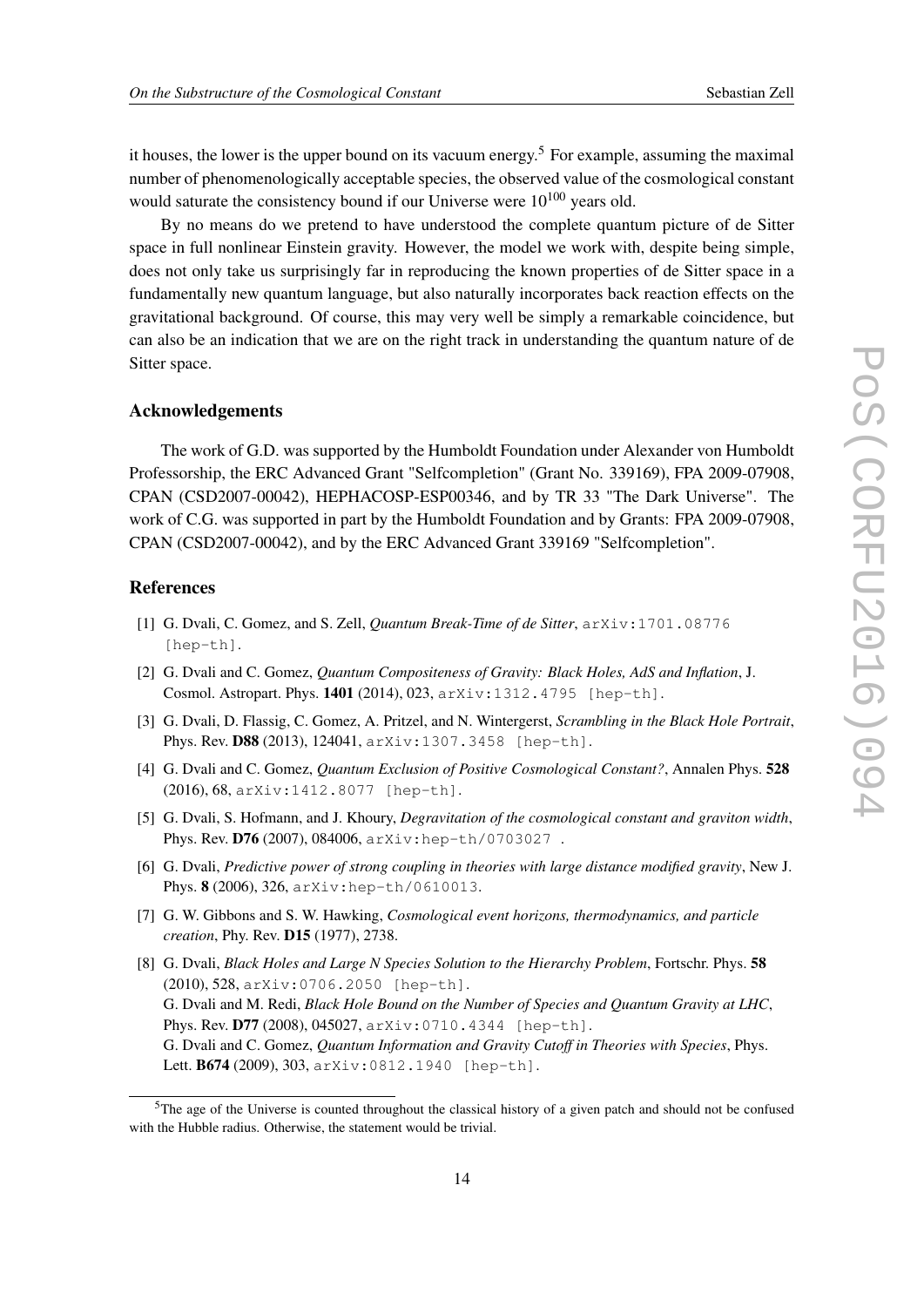it houses, the lower is the upper bound on its vacuum energy.[5] For example, assuming the maximal number of phenomenologically acceptable species, the observed value of the cosmological constant would saturate the consistency bound if our Universe were $10^{100}$ years old.

By no means do we pretend to have understood the complete quantum picture of de Sitter space in full nonlinear Einstein gravity. However, the model we work with, despite being simple, does not only take us surprisingly far in reproducing the known properties of de Sitter space in a fundamentally new quantum language, but also naturally incorporates back reaction effects on the gravitational background. Of course, this may very well be simply a remarkable coincidence, but can also be an indication that we are on the right track in understanding the quantum nature of de Sitter space.

## Acknowledgements

The work of G.D. was supported by the Humboldt Foundation under Alexander von Humboldt Professorship, the ERC Advanced Grant "Selfcompletion" (Grant No. 339169), FPA 2009-07908, CPAN (CSD2007-00042), HEPHACOSP-ESP00346, and by TR 33 "The Dark Universe". The work of C.G. was supported in part by the Humboldt Foundation and by Grants: FPA 2009-07908, CPAN (CSD2007-00042), and by the ERC Advanced Grant 339169 "Selfcompletion".

## References

[1] G. Dvali, C. Gomez, and S. Zell, *Quantum Break-Time of de Sitter*, arXiv:1701.08776 [hep-th].

[2] G. Dvali and C. Gomez, *Quantum Compositeness of Gravity: Black Holes, AdS and Inflation*, J. Cosmol. Astropart. Phys. **1401** (2014), 023, arXiv:1312.4795 [hep-th].

[3] G. Dvali, D. Flassig, C. Gomez, A. Pritzel, and N. Wintergerst, *Scrambling in the Black Hole Portrait*, Phys. Rev. **D88** (2013), 124041, arXiv:1307.3458 [hep-th].

[4] G. Dvali and C. Gomez, *Quantum Exclusion of Positive Cosmological Constant?*, Annalen Phys. **528** (2016), 68, arXiv:1412.8077 [hep-th].

[5] G. Dvali, S. Hofmann, and J. Khoury, *Degravitation of the cosmological constant and graviton width*, Phys. Rev. **D76** (2007), 084006, arXiv:hep-th/0703027 .

[6] G. Dvali, *Predictive power of strong coupling in theories with large distance modified gravity*, New J. Phys. **8** (2006), 326, arXiv:hep-th/0610013.

[7] G. W. Gibbons and S. W. Hawking, *Cosmological event horizons, thermodynamics, and particle creation*, Phy. Rev. **D15** (1977), 2738.

[8] G. Dvali, *Black Holes and Large N Species Solution to the Hierarchy Problem*, Fortschr. Phys. **58** (2010), 528, arXiv:0706.2050 [hep-th].
G. Dvali and M. Redi, *Black Hole Bound on the Number of Species and Quantum Gravity at LHC*, Phys. Rev. **D77** (2008), 045027, arXiv:0710.4344 [hep-th].
G. Dvali and C. Gomez, *Quantum Information and Gravity Cutoff in Theories with Species*, Phys. Lett. **B674** (2009), 303, arXiv:0812.1940 [hep-th].

[5] The age of the Universe is counted throughout the classical history of a given patch and should not be confused with the Hubble radius. Otherwise, the statement would be trivial.